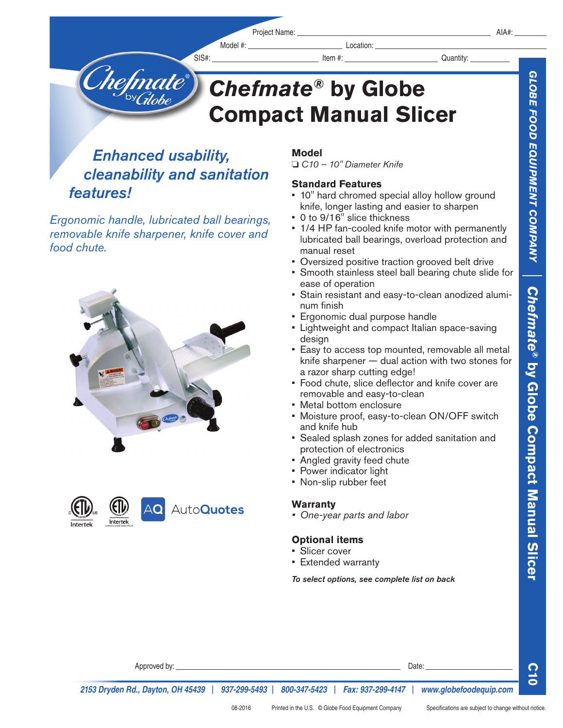Project Name: ______________________ AIA#: ________

Model #: ______________ Location: ______________

SIS#: ______________ Item #: ______________ Quantity: ________

# Chefmate® by Globe Compact Manual Slicer

## *Enhanced usability, cleanability and sanitation features!*

*Ergonomic handle, lubricated ball bearings, removable knife sharpener, knife cover and food chute.*

### Model

❑ *C10 – 10" Diameter Knife*

### Standard Features

- 10" hard chromed special alloy hollow ground knife, longer lasting and easier to sharpen
- 0 to 9/16" slice thickness
- 1/4 HP fan-cooled knife motor with permanently lubricated ball bearings, overload protection and manual reset
- Oversized positive traction grooved belt drive
- Smooth stainless steel ball bearing chute slide for ease of operation
- Stain resistant and easy-to-clean anodized aluminum finish
- Ergonomic dual purpose handle
- Lightweight and compact Italian space-saving design
- Easy to access top mounted, removable all metal knife sharpener — dual action with two stones for a razor sharp cutting edge!
- Food chute, slice deflector and knife cover are removable and easy-to-clean
- Metal bottom enclosure
- Moisture proof, easy-to-clean ON/OFF switch and knife hub
- Sealed splash zones for added sanitation and protection of electronics
- Angled gravity feed chute
- Power indicator light
- Non-slip rubber feet

### Warranty

- *One-year parts and labor*

### Optional items

- Slicer cover
- Extended warranty

***To select options, see complete list on back***

Approved by: ______________________ Date: ______________

*2153 Dryden Rd., Dayton, OH 45439 | 937-299-5493 | 800-347-5423 | Fax: 937-299-4147 | www.globefoodequip.com*

08-2016 Printed in the U.S. © Globe Food Equipment Company Specifications are subject to change without notice.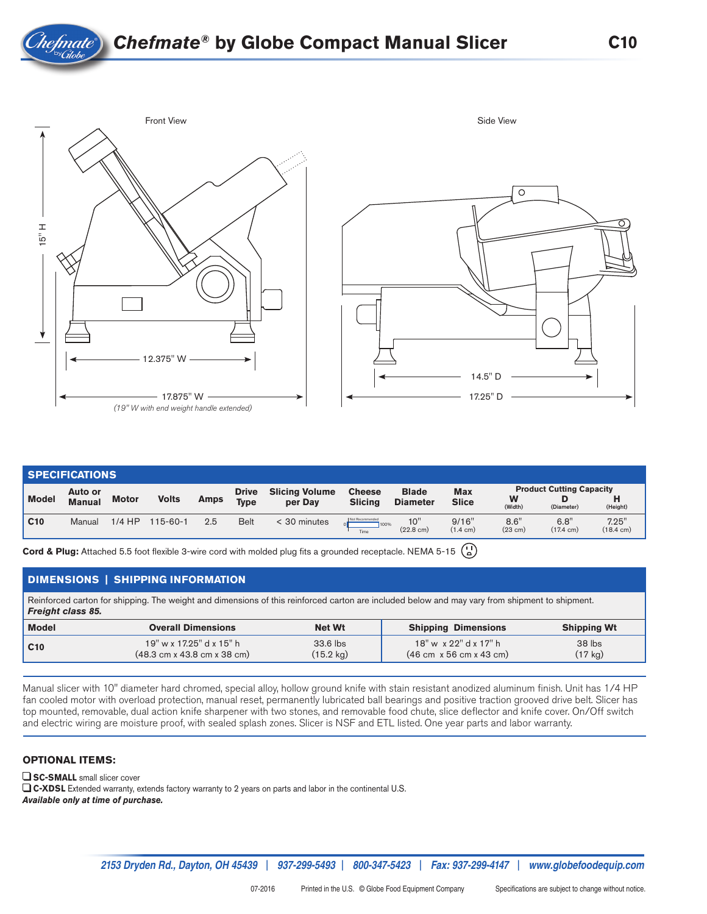# Chefmate® by Globe Compact Manual Slicer

C10

Front View

15" H

12.375" W

17.875" W

*(19" W with end weight handle extended)*

Side View

14.5" D

17.25" D

## SPECIFICATIONS

| Model | Auto or Manual | Motor | Volts | Amps | Drive Type | Slicing Volume per Day | Cheese Slicing | Blade Diameter | Max Slice | Product Cutting Capacity W (Width) | D (Diameter) | H (Height) |
|---|---|---|---|---|---|---|---|---|---|---|---|---|
| C10 | Manual | 1/4 HP | 115-60-1 | 2.5 | Belt | < 30 minutes | Not Recommended | 10" (22.8 cm) | 9/16" (1.4 cm) | 8.6" (23 cm) | 6.8" (17.4 cm) | 7.25" (18.4 cm) |

**Cord & Plug:** Attached 5.5 foot flexible 3-wire cord with molded plug fits a grounded receptacle. NEMA 5-15

## DIMENSIONS | SHIPPING INFORMATION

Reinforced carton for shipping. The weight and dimensions of this reinforced carton are included below and may vary from shipment to shipment.
***Freight class 85.***

| Model | Overall Dimensions | Net Wt | Shipping Dimensions | Shipping Wt |
|---|---|---|---|---|
| C10 | 19" w x 17.25" d x 15" h (48.3 cm x 43.8 cm x 38 cm) | 33.6 lbs (15.2 kg) | 18" w x 22" d x 17" h (46 cm x 56 cm x 43 cm) | 38 lbs (17 kg) |

Manual slicer with 10" diameter hard chromed, special alloy, hollow ground knife with stain resistant anodized aluminum finish. Unit has 1/4 HP fan cooled motor with overload protection, manual reset, permanently lubricated ball bearings and positive traction grooved drive belt. Slicer has top mounted, removable, dual action knife sharpener with two stones, and removable food chute, slice deflector and knife cover. On/Off switch and electric wiring are moisture proof, with sealed splash zones. Slicer is NSF and ETL listed. One year parts and labor warranty.

## OPTIONAL ITEMS:

- ❑ **SC-SMALL** small slicer cover
- ❑ **C-XDSL** Extended warranty, extends factory warranty to 2 years on parts and labor in the continental U.S.

***Available only at time of purchase.***

*2153 Dryden Rd., Dayton, OH 45439 | 937-299-5493 | 800-347-5423 | Fax: 937-299-4147 | www.globefoodequip.com*

07-2016 Printed in the U.S. © Globe Food Equipment Company Specifications are subject to change without notice.